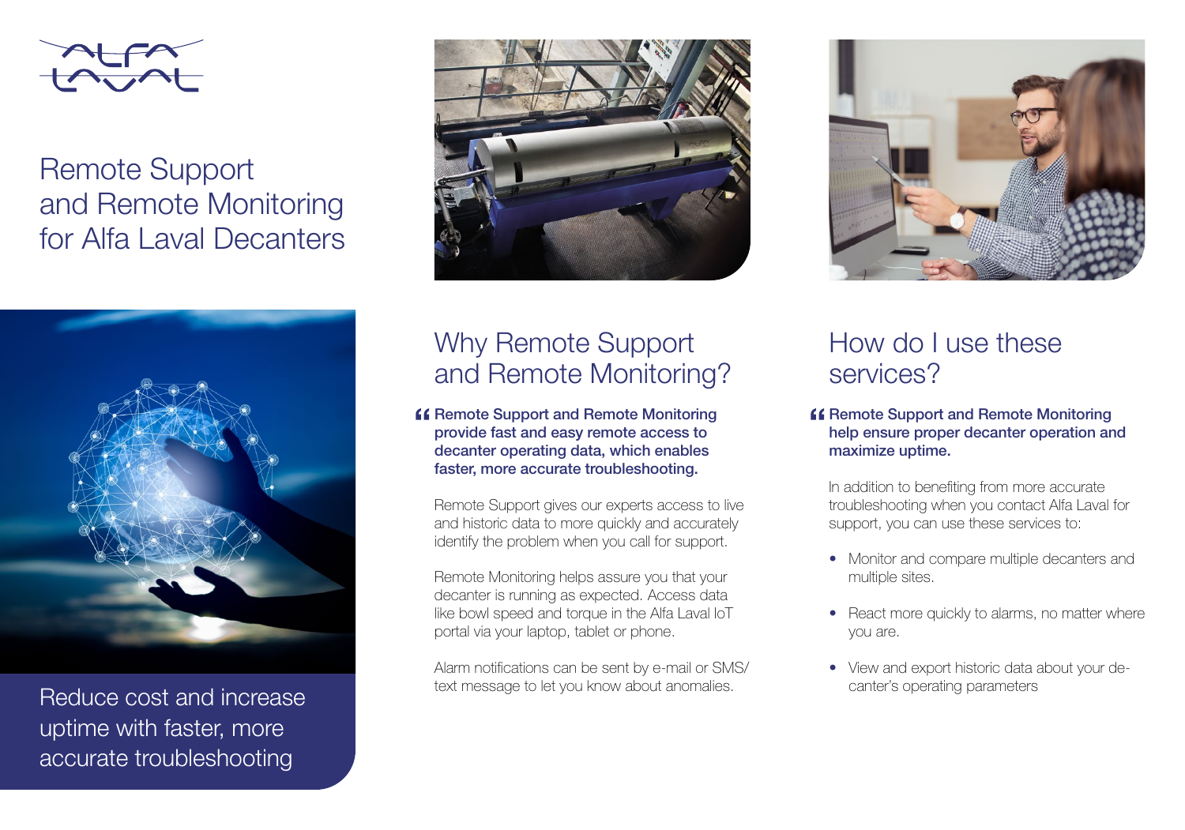# Remote Support and Remote Monitoring for Alfa Laval Decanters

Reduce cost and increase uptime with faster, more accurate troubleshooting

## Why Remote Support and Remote Monitoring?

**“Remote Support and Remote Monitoring provide fast and easy remote access to decanter operating data, which enables faster, more accurate troubleshooting.**

Remote Support gives our experts access to live and historic data to more quickly and accurately identify the problem when you call for support.

Remote Monitoring helps assure you that your decanter is running as expected. Access data like bowl speed and torque in the Alfa Laval IoT portal via your laptop, tablet or phone.

Alarm notifications can be sent by e-mail or SMS/ text message to let you know about anomalies.

## How do I use these services?

**“Remote Support and Remote Monitoring help ensure proper decanter operation and maximize uptime.**

In addition to benefiting from more accurate troubleshooting when you contact Alfa Laval for support, you can use these services to:

- Monitor and compare multiple decanters and multiple sites.
- React more quickly to alarms, no matter where you are.
- View and export historic data about your decanter’s operating parameters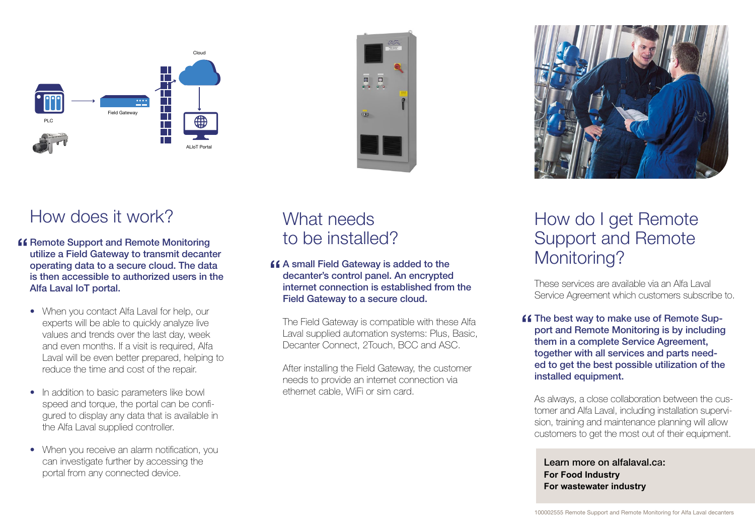Cloud

PLC

Field Gateway

ALIoT Portal

## How does it work?

**Remote Support and Remote Monitoring utilize a Field Gateway to transmit decanter operating data to a secure cloud. The data is then accessible to authorized users in the Alfa Laval IoT portal.**

- When you contact Alfa Laval for help, our experts will be able to quickly analyze live values and trends over the last day, week and even months. If a visit is required, Alfa Laval will be even better prepared, helping to reduce the time and cost of the repair.
- In addition to basic parameters like bowl speed and torque, the portal can be configured to display any data that is available in the Alfa Laval supplied controller.
- When you receive an alarm notification, you can investigate further by accessing the portal from any connected device.

## What needs to be installed?

**A small Field Gateway is added to the decanter's control panel. An encrypted internet connection is established from the Field Gateway to a secure cloud.**

The Field Gateway is compatible with these Alfa Laval supplied automation systems: Plus, Basic, Decanter Connect, 2Touch, BCC and ASC.

After installing the Field Gateway, the customer needs to provide an internet connection via ethernet cable, WiFi or sim card.

## How do I get Remote Support and Remote Monitoring?

These services are available via an Alfa Laval Service Agreement which customers subscribe to.

**The best way to make use of Remote Support and Remote Monitoring is by including them in a complete Service Agreement, together with all services and parts needed to get the best possible utilization of the installed equipment.**

As always, a close collaboration between the customer and Alfa Laval, including installation supervision, training and maintenance planning will allow customers to get the most out of their equipment.

**Learn more on alfalaval.ca:**
**For Food Industry**
**For wastewater industry**

100002555 Remote Support and Remote Monitoring for Alfa Laval decanters